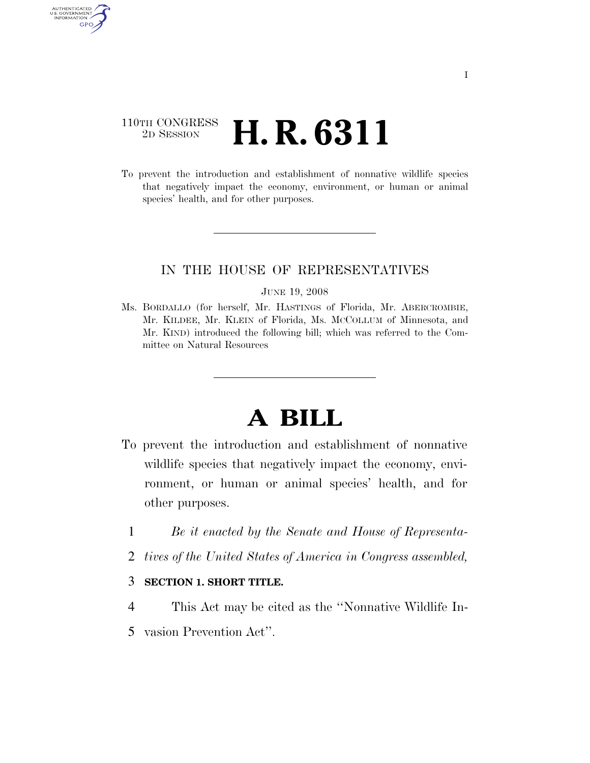110TH CONGRESS
2D SESSION

# H. R. 6311

To prevent the introduction and establishment of nonnative wildlife species that negatively impact the economy, environment, or human or animal species' health, and for other purposes.

---

IN THE HOUSE OF REPRESENTATIVES

JUNE 19, 2008

Ms. BORDALLO (for herself, Mr. HASTINGS of Florida, Mr. ABERCROMBIE, Mr. KILDEE, Mr. KLEIN of Florida, Ms. MCCOLLUM of Minnesota, and Mr. KIND) introduced the following bill; which was referred to the Committee on Natural Resources

---

# A BILL

To prevent the introduction and establishment of nonnative wildlife species that negatively impact the economy, environment, or human or animal species' health, and for other purposes.

1 *Be it enacted by the Senate and House of Representa-*
2 *tives of the United States of America in Congress assembled,*

3 **SECTION 1. SHORT TITLE.**

4 This Act may be cited as the "Nonnative Wildlife In-
5 vasion Prevention Act".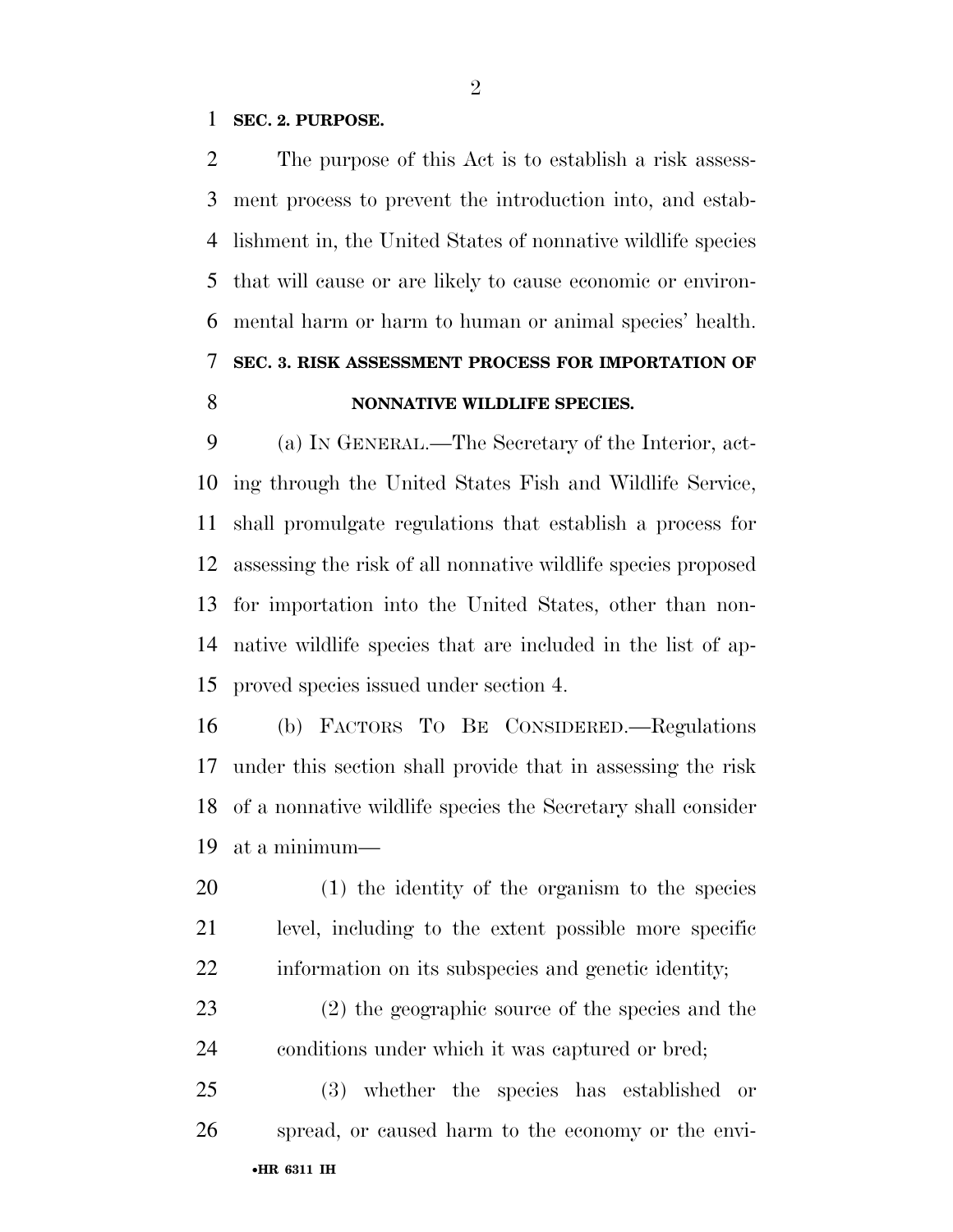**SEC. 2. PURPOSE.**

The purpose of this Act is to establish a risk assessment process to prevent the introduction into, and establishment in, the United States of nonnative wildlife species that will cause or are likely to cause economic or environmental harm or harm to human or animal species' health.

**SEC. 3. RISK ASSESSMENT PROCESS FOR IMPORTATION OF NONNATIVE WILDLIFE SPECIES.**

(a) IN GENERAL.—The Secretary of the Interior, acting through the United States Fish and Wildlife Service, shall promulgate regulations that establish a process for assessing the risk of all nonnative wildlife species proposed for importation into the United States, other than nonnative wildlife species that are included in the list of approved species issued under section 4.

(b) FACTORS TO BE CONSIDERED.—Regulations under this section shall provide that in assessing the risk of a nonnative wildlife species the Secretary shall consider at a minimum—

(1) the identity of the organism to the species level, including to the extent possible more specific information on its subspecies and genetic identity;

(2) the geographic source of the species and the conditions under which it was captured or bred;

(3) whether the species has established or spread, or caused harm to the economy or the envi-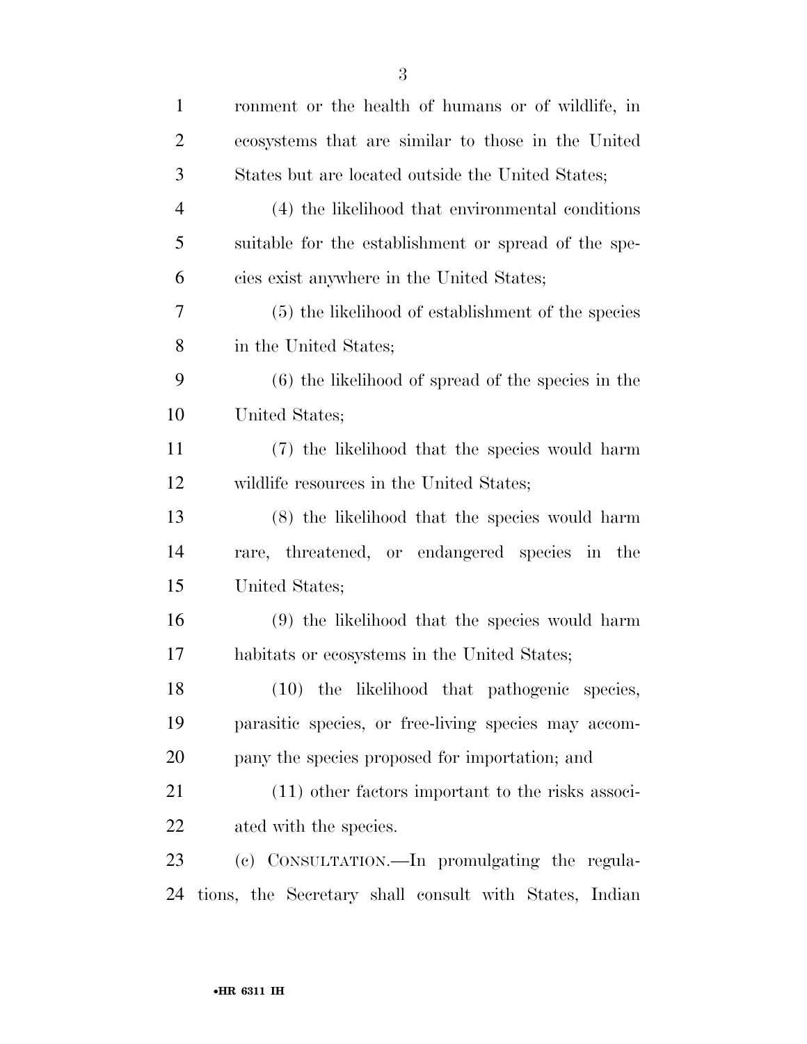ronment or the health of humans or of wildlife, in ecosystems that are similar to those in the United States but are located outside the United States;

(4) the likelihood that environmental conditions suitable for the establishment or spread of the species exist anywhere in the United States;

(5) the likelihood of establishment of the species in the United States;

(6) the likelihood of spread of the species in the United States;

(7) the likelihood that the species would harm wildlife resources in the United States;

(8) the likelihood that the species would harm rare, threatened, or endangered species in the United States;

(9) the likelihood that the species would harm habitats or ecosystems in the United States;

(10) the likelihood that pathogenic species, parasitic species, or free-living species may accompany the species proposed for importation; and

(11) other factors important to the risks associated with the species.

(c) CONSULTATION.—In promulgating the regulations, the Secretary shall consult with States, Indian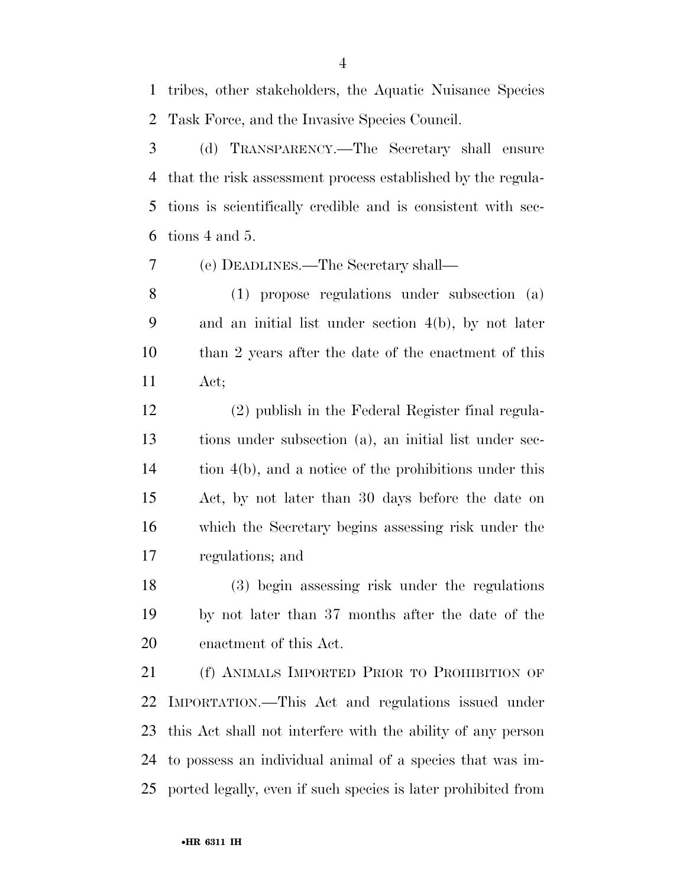tribes, other stakeholders, the Aquatic Nuisance Species Task Force, and the Invasive Species Council.

(d) TRANSPARENCY.—The Secretary shall ensure that the risk assessment process established by the regulations is scientifically credible and is consistent with sections 4 and 5.

(e) DEADLINES.—The Secretary shall—

(1) propose regulations under subsection (a) and an initial list under section 4(b), by not later than 2 years after the date of the enactment of this Act;

(2) publish in the Federal Register final regulations under subsection (a), an initial list under section 4(b), and a notice of the prohibitions under this Act, by not later than 30 days before the date on which the Secretary begins assessing risk under the regulations; and

(3) begin assessing risk under the regulations by not later than 37 months after the date of the enactment of this Act.

(f) ANIMALS IMPORTED PRIOR TO PROHIBITION OF IMPORTATION.—This Act and regulations issued under this Act shall not interfere with the ability of any person to possess an individual animal of a species that was imported legally, even if such species is later prohibited from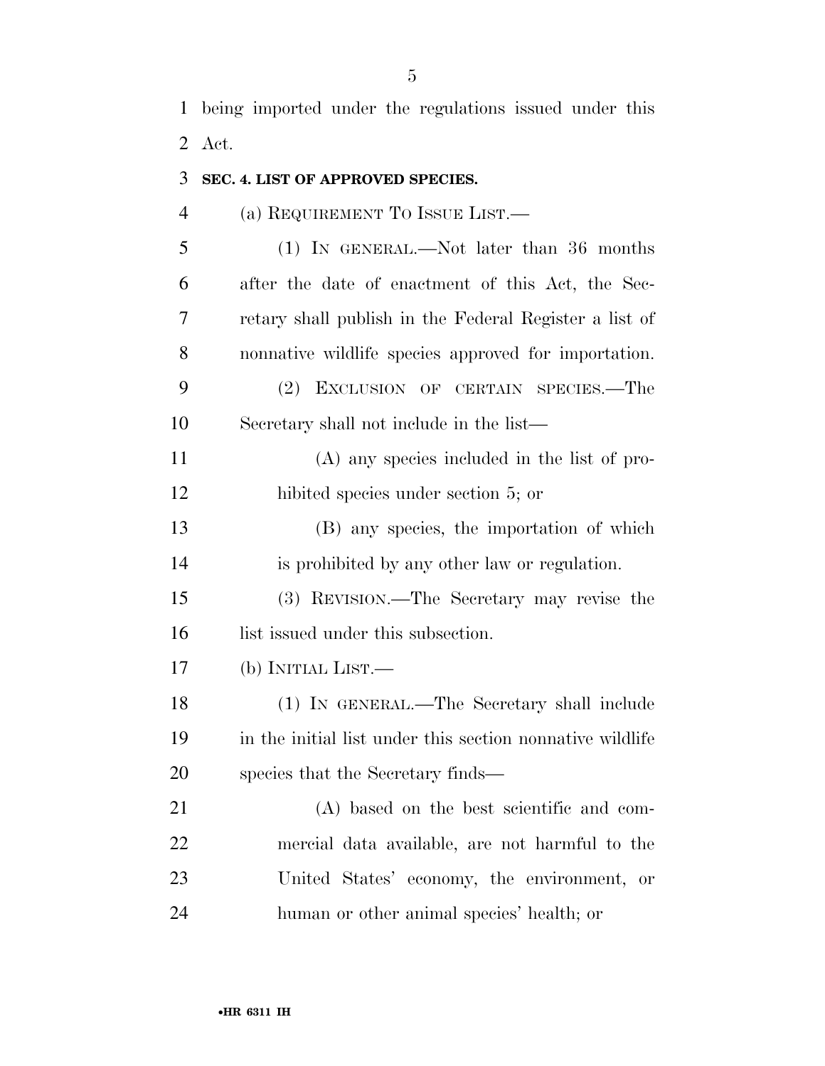being imported under the regulations issued under this Act.

### SEC. 4. LIST OF APPROVED SPECIES.

(a) REQUIREMENT TO ISSUE LIST.—

(1) IN GENERAL.—Not later than 36 months after the date of enactment of this Act, the Secretary shall publish in the Federal Register a list of nonnative wildlife species approved for importation.

(2) EXCLUSION OF CERTAIN SPECIES.—The Secretary shall not include in the list—

(A) any species included in the list of prohibited species under section 5; or

(B) any species, the importation of which is prohibited by any other law or regulation.

(3) REVISION.—The Secretary may revise the list issued under this subsection.

(b) INITIAL LIST.—

(1) IN GENERAL.—The Secretary shall include in the initial list under this section nonnative wildlife species that the Secretary finds—

(A) based on the best scientific and commercial data available, are not harmful to the United States' economy, the environment, or human or other animal species' health; or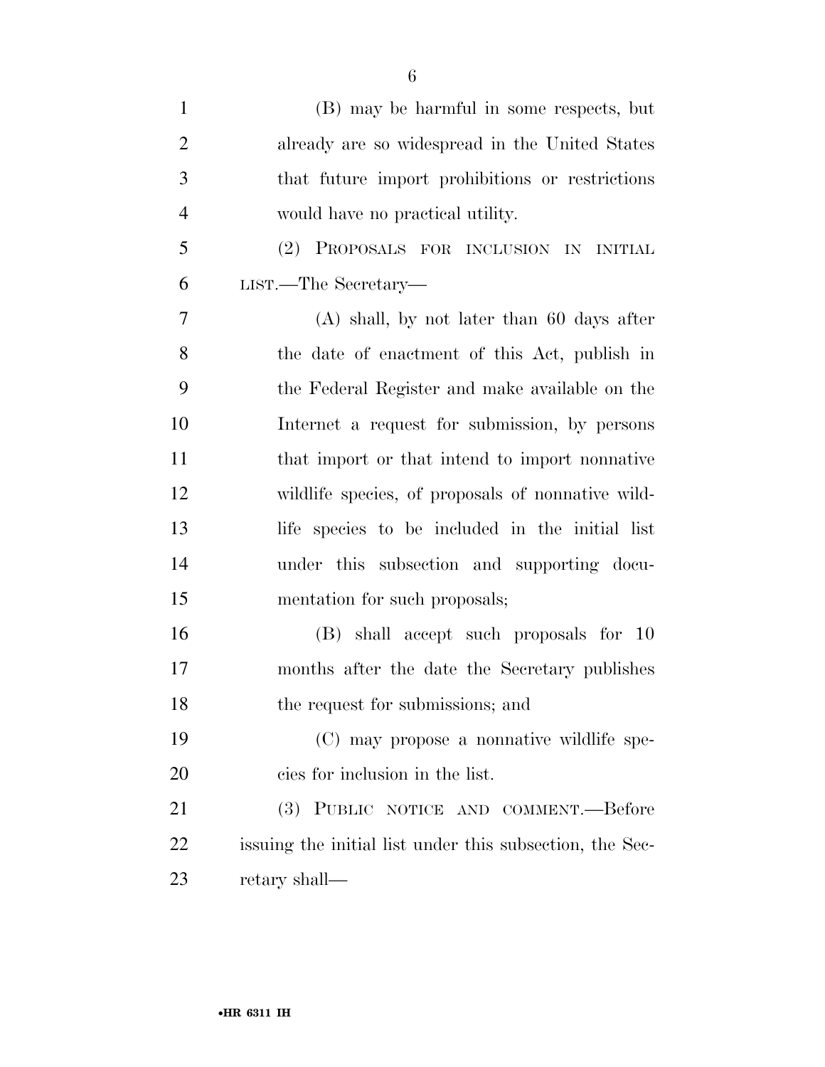(B) may be harmful in some respects, but already are so widespread in the United States that future import prohibitions or restrictions would have no practical utility.

(2) PROPOSALS FOR INCLUSION IN INITIAL LIST.—The Secretary—

(A) shall, by not later than 60 days after the date of enactment of this Act, publish in the Federal Register and make available on the Internet a request for submission, by persons that import or that intend to import nonnative wildlife species, of proposals of nonnative wildlife species to be included in the initial list under this subsection and supporting documentation for such proposals;

(B) shall accept such proposals for 10 months after the date the Secretary publishes the request for submissions; and

(C) may propose a nonnative wildlife species for inclusion in the list.

(3) PUBLIC NOTICE AND COMMENT.—Before issuing the initial list under this subsection, the Secretary shall—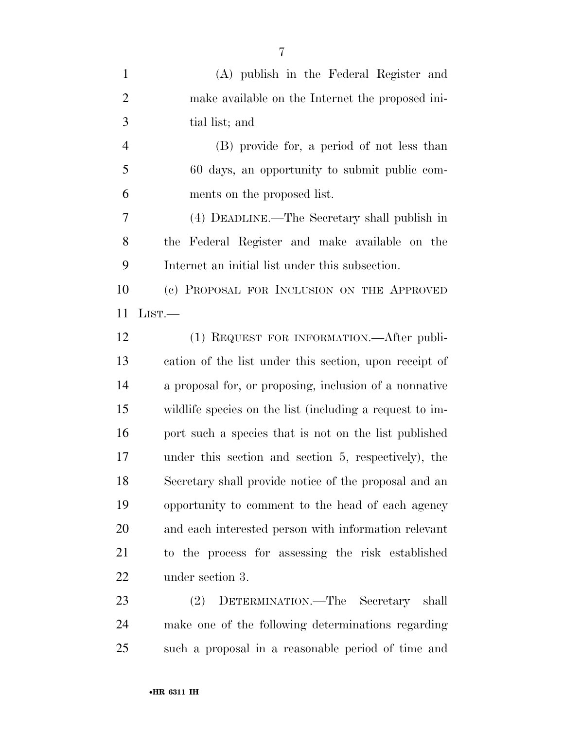(A) publish in the Federal Register and make available on the Internet the proposed initial list; and

(B) provide for, a period of not less than 60 days, an opportunity to submit public comments on the proposed list.

(4) DEADLINE.—The Secretary shall publish in the Federal Register and make available on the Internet an initial list under this subsection.

(c) PROPOSAL FOR INCLUSION ON THE APPROVED LIST.—

(1) REQUEST FOR INFORMATION.—After publication of the list under this section, upon receipt of a proposal for, or proposing, inclusion of a nonnative wildlife species on the list (including a request to import such a species that is not on the list published under this section and section 5, respectively), the Secretary shall provide notice of the proposal and an opportunity to comment to the head of each agency and each interested person with information relevant to the process for assessing the risk established under section 3.

(2) DETERMINATION.—The Secretary shall make one of the following determinations regarding such a proposal in a reasonable period of time and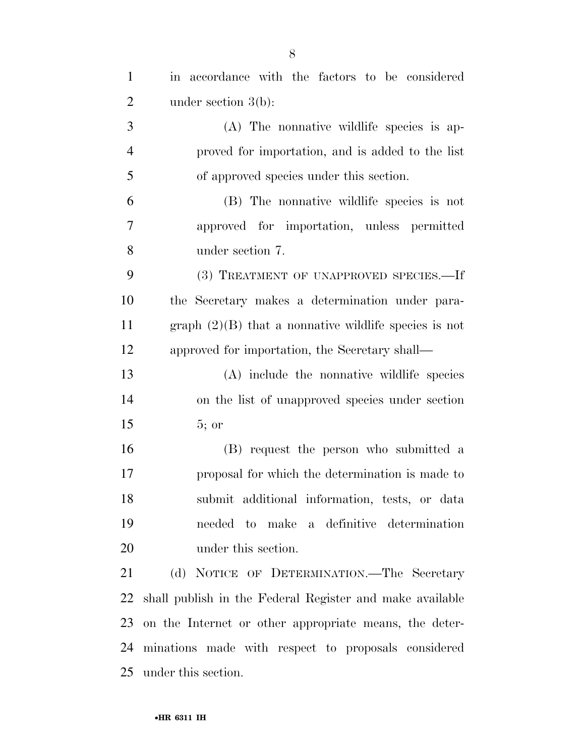in accordance with the factors to be considered under section 3(b):

(A) The nonnative wildlife species is approved for importation, and is added to the list of approved species under this section.

(B) The nonnative wildlife species is not approved for importation, unless permitted under section 7.

(3) TREATMENT OF UNAPPROVED SPECIES.—If the Secretary makes a determination under paragraph (2)(B) that a nonnative wildlife species is not approved for importation, the Secretary shall—

(A) include the nonnative wildlife species on the list of unapproved species under section 5; or

(B) request the person who submitted a proposal for which the determination is made to submit additional information, tests, or data needed to make a definitive determination under this section.

(d) NOTICE OF DETERMINATION.—The Secretary shall publish in the Federal Register and make available on the Internet or other appropriate means, the determinations made with respect to proposals considered under this section.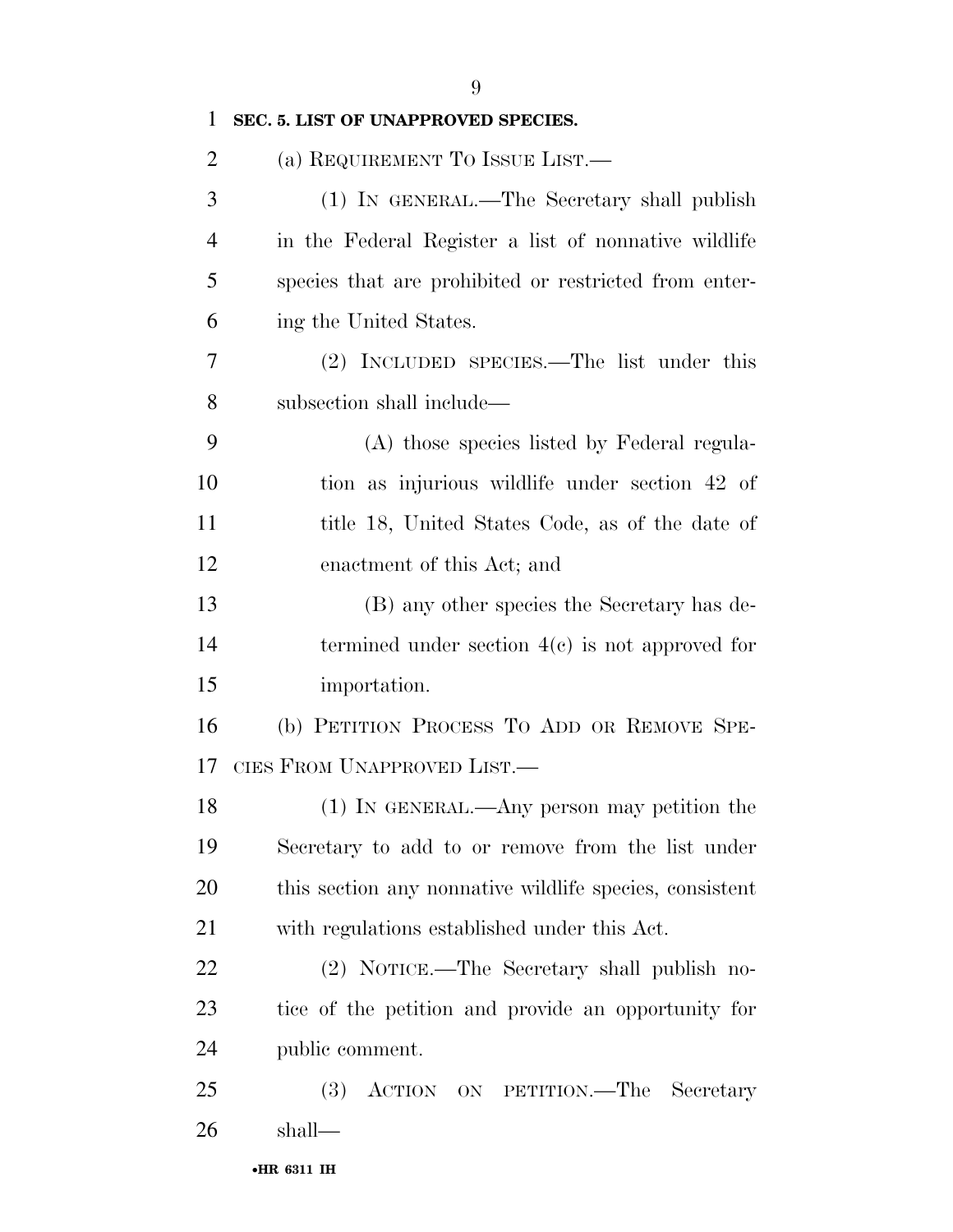## SEC. 5. LIST OF UNAPPROVED SPECIES.

(a) REQUIREMENT TO ISSUE LIST.—

(1) IN GENERAL.—The Secretary shall publish in the Federal Register a list of nonnative wildlife species that are prohibited or restricted from entering the United States.

(2) INCLUDED SPECIES.—The list under this subsection shall include—

(A) those species listed by Federal regulation as injurious wildlife under section 42 of title 18, United States Code, as of the date of enactment of this Act; and

(B) any other species the Secretary has determined under section 4(c) is not approved for importation.

(b) PETITION PROCESS TO ADD OR REMOVE SPECIES FROM UNAPPROVED LIST.—

(1) IN GENERAL.—Any person may petition the Secretary to add to or remove from the list under this section any nonnative wildlife species, consistent with regulations established under this Act.

(2) NOTICE.—The Secretary shall publish notice of the petition and provide an opportunity for public comment.

(3) ACTION ON PETITION.—The Secretary shall—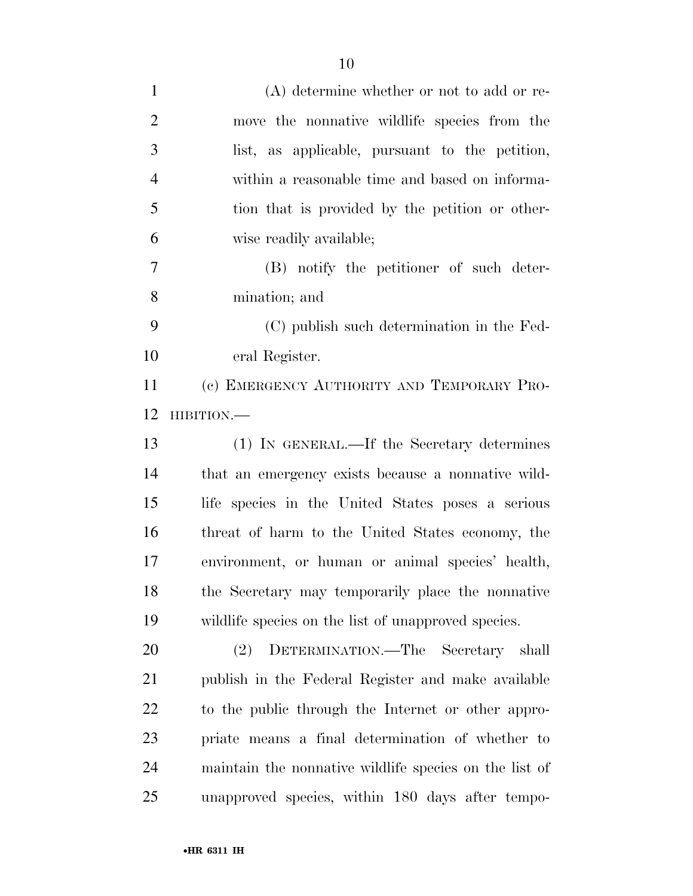(A) determine whether or not to add or remove the nonnative wildlife species from the list, as applicable, pursuant to the petition, within a reasonable time and based on information that is provided by the petition or otherwise readily available;

(B) notify the petitioner of such determination; and

(C) publish such determination in the Federal Register.

(c) EMERGENCY AUTHORITY AND TEMPORARY PROHIBITION.—

(1) IN GENERAL.—If the Secretary determines that an emergency exists because a nonnative wildlife species in the United States poses a serious threat of harm to the United States economy, the environment, or human or animal species' health, the Secretary may temporarily place the nonnative wildlife species on the list of unapproved species.

(2) DETERMINATION.—The Secretary shall publish in the Federal Register and make available to the public through the Internet or other appropriate means a final determination of whether to maintain the nonnative wildlife species on the list of unapproved species, within 180 days after tempo-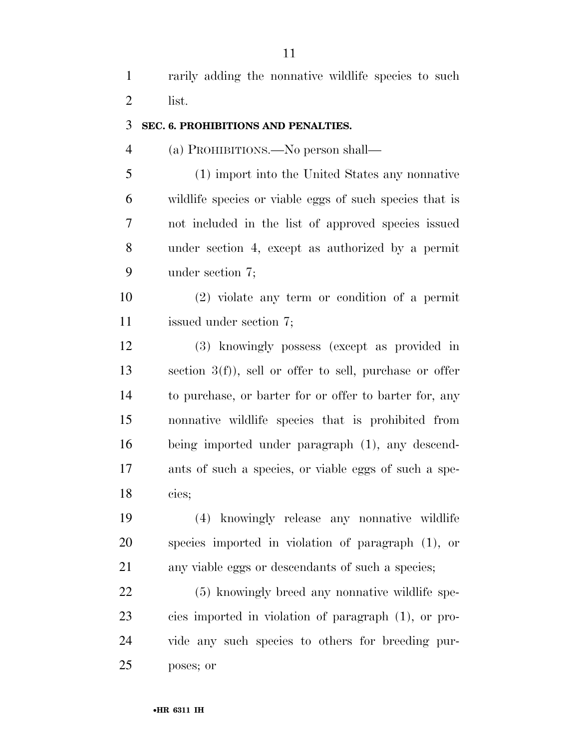rarily adding the nonnative wildlife species to such list.

**SEC. 6. PROHIBITIONS AND PENALTIES.**

(a) PROHIBITIONS.—No person shall—

(1) import into the United States any nonnative wildlife species or viable eggs of such species that is not included in the list of approved species issued under section 4, except as authorized by a permit under section 7;

(2) violate any term or condition of a permit issued under section 7;

(3) knowingly possess (except as provided in section 3(f)), sell or offer to sell, purchase or offer to purchase, or barter for or offer to barter for, any nonnative wildlife species that is prohibited from being imported under paragraph (1), any descendants of such a species, or viable eggs of such a species;

(4) knowingly release any nonnative wildlife species imported in violation of paragraph (1), or any viable eggs or descendants of such a species;

(5) knowingly breed any nonnative wildlife species imported in violation of paragraph (1), or provide any such species to others for breeding purposes; or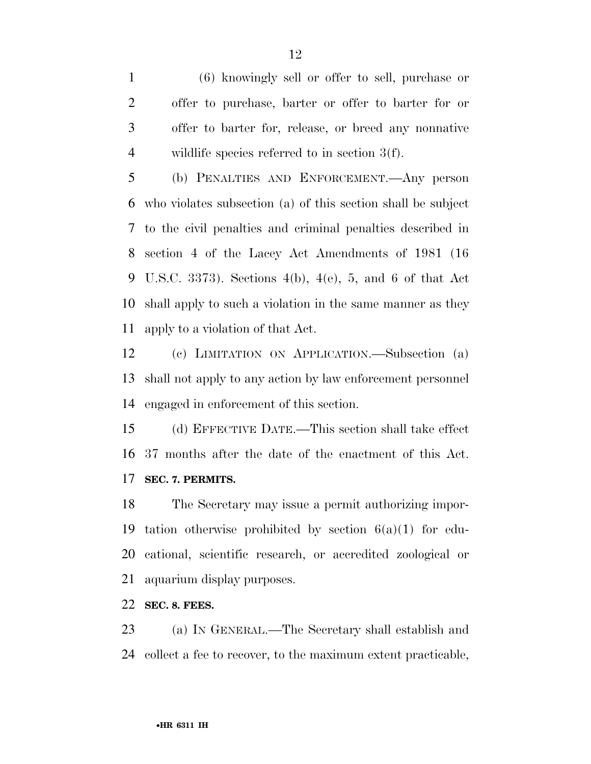(6) knowingly sell or offer to sell, purchase or offer to purchase, barter or offer to barter for or offer to barter for, release, or breed any nonnative wildlife species referred to in section 3(f).

(b) PENALTIES AND ENFORCEMENT.—Any person who violates subsection (a) of this section shall be subject to the civil penalties and criminal penalties described in section 4 of the Lacey Act Amendments of 1981 (16 U.S.C. 3373). Sections 4(b), 4(e), 5, and 6 of that Act shall apply to such a violation in the same manner as they apply to a violation of that Act.

(c) LIMITATION ON APPLICATION.—Subsection (a) shall not apply to any action by law enforcement personnel engaged in enforcement of this section.

(d) EFFECTIVE DATE.—This section shall take effect 37 months after the date of the enactment of this Act.

**SEC. 7. PERMITS.**

The Secretary may issue a permit authorizing importation otherwise prohibited by section 6(a)(1) for educational, scientific research, or accredited zoological or aquarium display purposes.

**SEC. 8. FEES.**

(a) IN GENERAL.—The Secretary shall establish and collect a fee to recover, to the maximum extent practicable,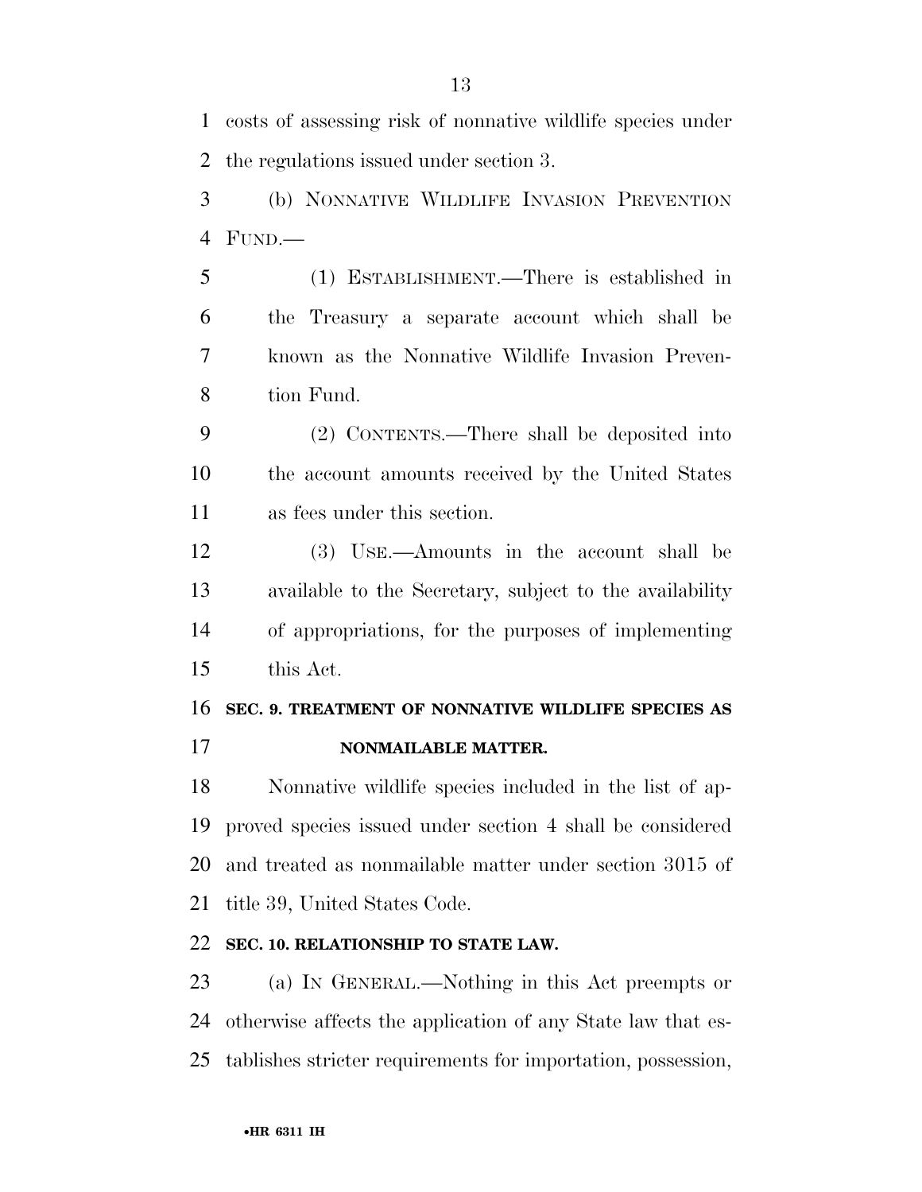costs of assessing risk of nonnative wildlife species under the regulations issued under section 3.

(b) NONNATIVE WILDLIFE INVASION PREVENTION FUND.—

(1) ESTABLISHMENT.—There is established in the Treasury a separate account which shall be known as the Nonnative Wildlife Invasion Prevention Fund.

(2) CONTENTS.—There shall be deposited into the account amounts received by the United States as fees under this section.

(3) USE.—Amounts in the account shall be available to the Secretary, subject to the availability of appropriations, for the purposes of implementing this Act.

**SEC. 9. TREATMENT OF NONNATIVE WILDLIFE SPECIES AS NONMAILABLE MATTER.**

Nonnative wildlife species included in the list of approved species issued under section 4 shall be considered and treated as nonmailable matter under section 3015 of title 39, United States Code.

**SEC. 10. RELATIONSHIP TO STATE LAW.**

(a) IN GENERAL.—Nothing in this Act preempts or otherwise affects the application of any State law that establishes stricter requirements for importation, possession,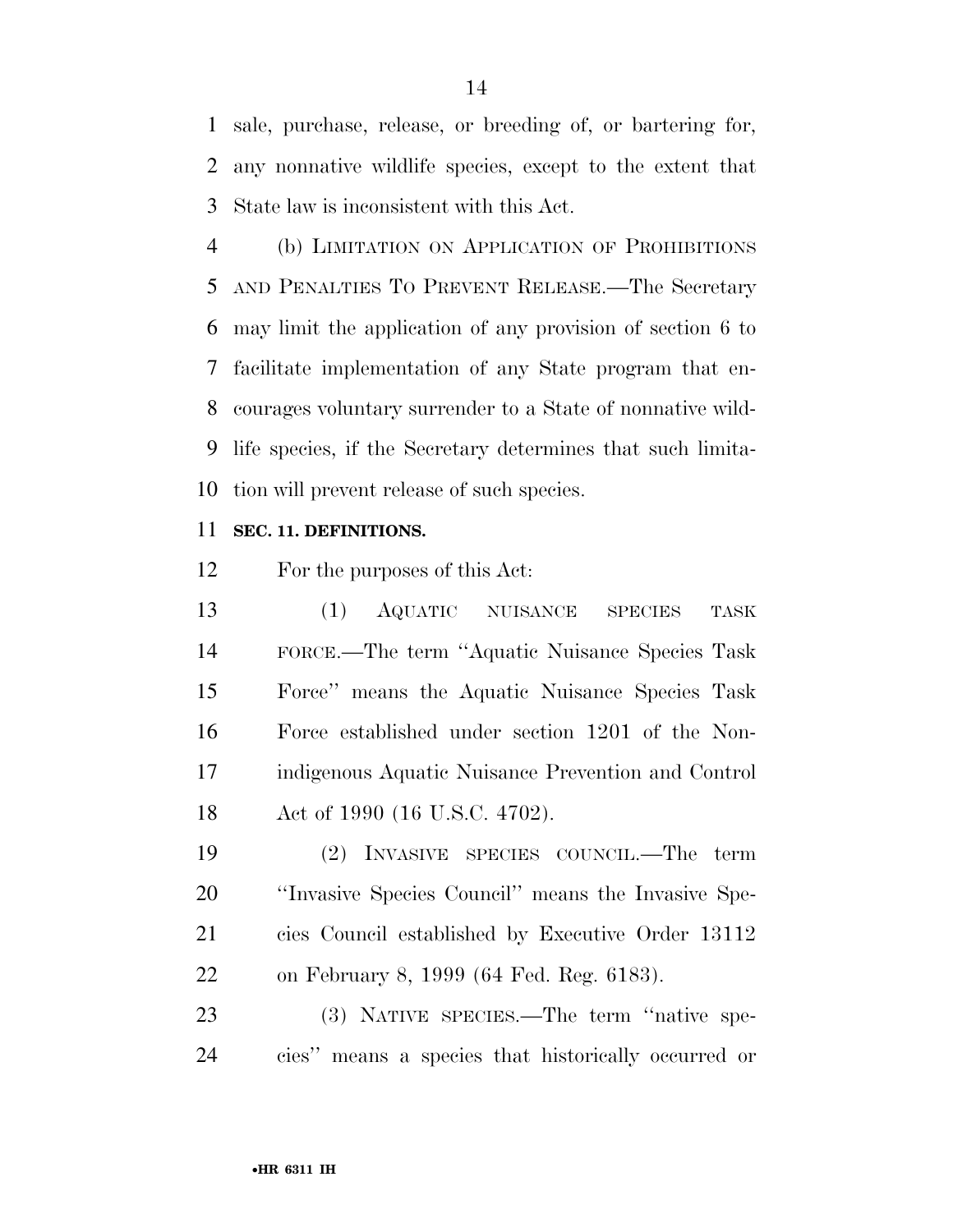sale, purchase, release, or breeding of, or bartering for, any nonnative wildlife species, except to the extent that State law is inconsistent with this Act.

(b) LIMITATION ON APPLICATION OF PROHIBITIONS AND PENALTIES TO PREVENT RELEASE.—The Secretary may limit the application of any provision of section 6 to facilitate implementation of any State program that encourages voluntary surrender to a State of nonnative wildlife species, if the Secretary determines that such limitation will prevent release of such species.

**SEC. 11. DEFINITIONS.**

For the purposes of this Act:

(1) AQUATIC NUISANCE SPECIES TASK FORCE.—The term ''Aquatic Nuisance Species Task Force'' means the Aquatic Nuisance Species Task Force established under section 1201 of the Nonindigenous Aquatic Nuisance Prevention and Control Act of 1990 (16 U.S.C. 4702).

(2) INVASIVE SPECIES COUNCIL.—The term ''Invasive Species Council'' means the Invasive Species Council established by Executive Order 13112 on February 8, 1999 (64 Fed. Reg. 6183).

(3) NATIVE SPECIES.—The term ''native species'' means a species that historically occurred or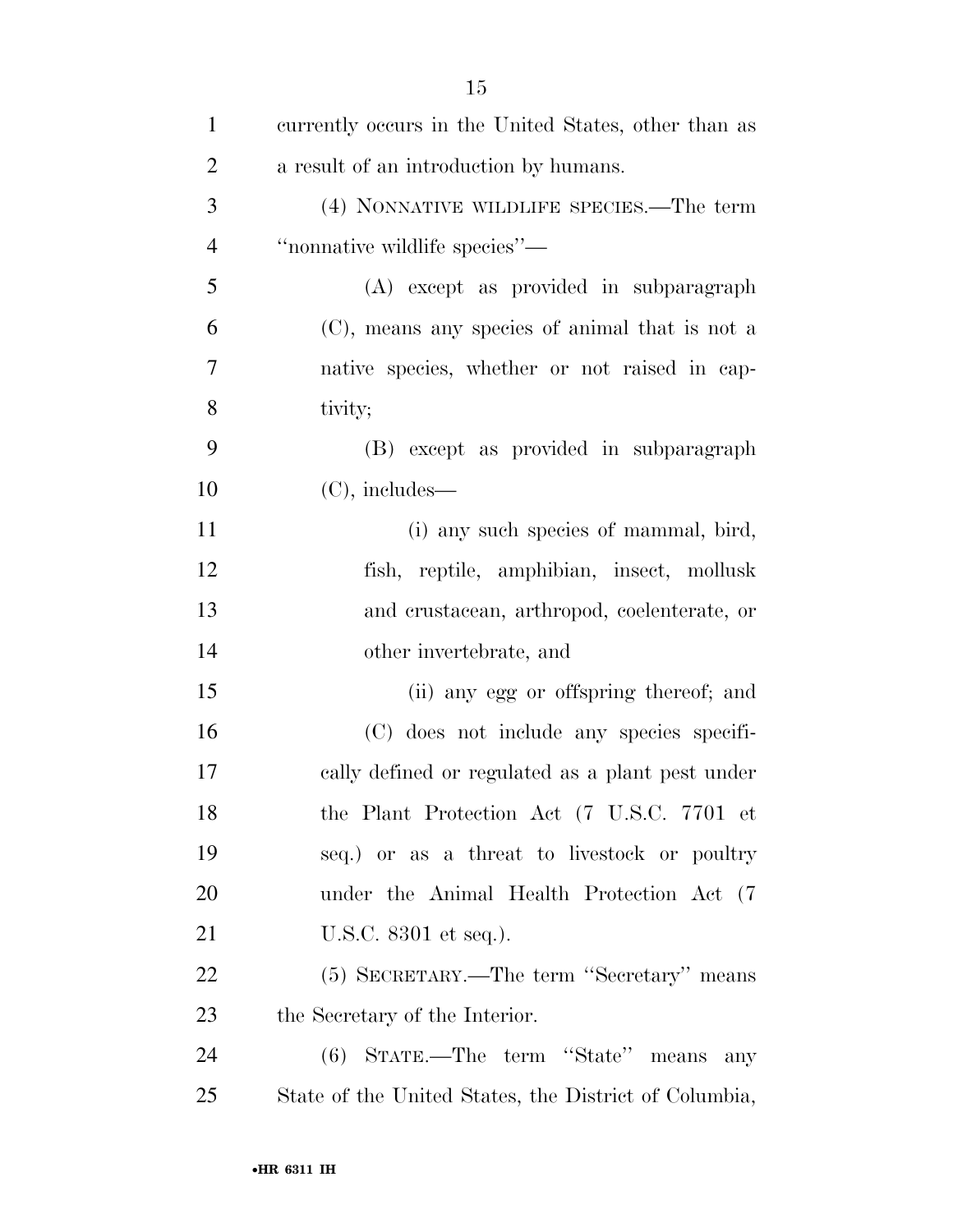currently occurs in the United States, other than as a result of an introduction by humans.

(4) NONNATIVE WILDLIFE SPECIES.—The term ''nonnative wildlife species''—

(A) except as provided in subparagraph (C), means any species of animal that is not a native species, whether or not raised in captivity;

(B) except as provided in subparagraph (C), includes—

(i) any such species of mammal, bird, fish, reptile, amphibian, insect, mollusk and crustacean, arthropod, coelenterate, or other invertebrate, and

(ii) any egg or offspring thereof; and

(C) does not include any species specifically defined or regulated as a plant pest under the Plant Protection Act (7 U.S.C. 7701 et seq.) or as a threat to livestock or poultry under the Animal Health Protection Act (7 U.S.C. 8301 et seq.).

(5) SECRETARY.—The term ''Secretary'' means the Secretary of the Interior.

(6) STATE.—The term ''State'' means any State of the United States, the District of Columbia,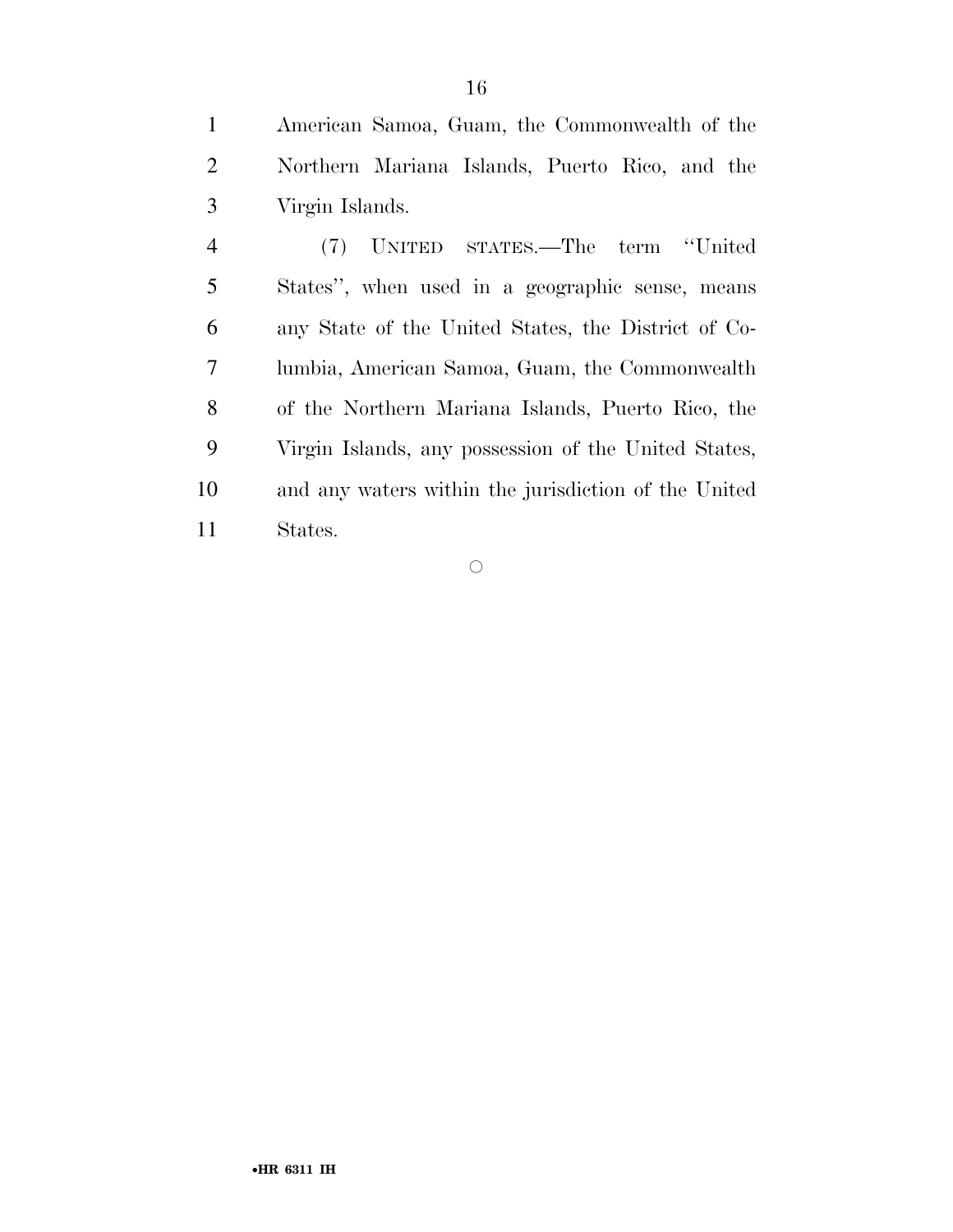American Samoa, Guam, the Commonwealth of the Northern Mariana Islands, Puerto Rico, and the Virgin Islands.

(7) UNITED STATES.—The term ''United States'', when used in a geographic sense, means any State of the United States, the District of Columbia, American Samoa, Guam, the Commonwealth of the Northern Mariana Islands, Puerto Rico, the Virgin Islands, any possession of the United States, and any waters within the jurisdiction of the United States.

○